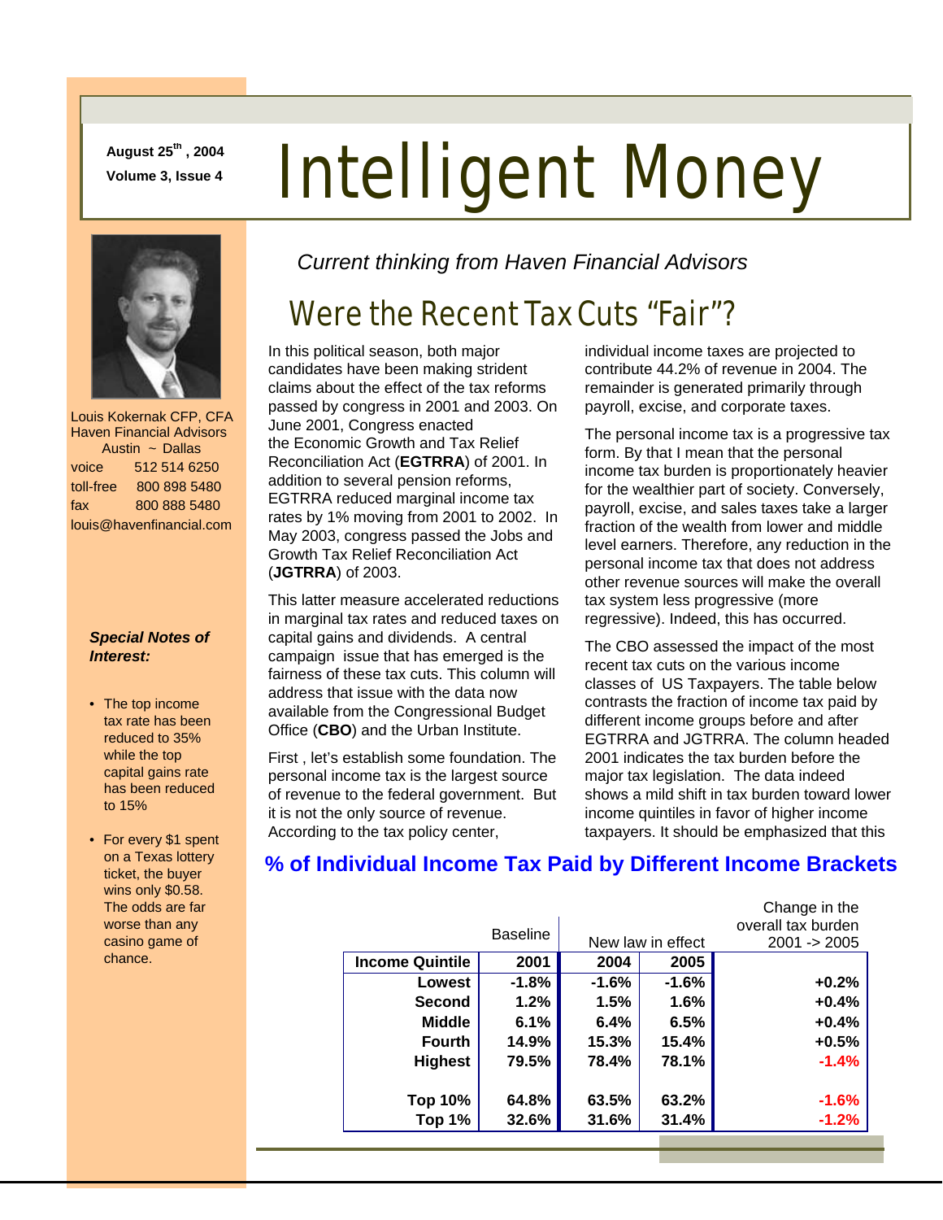August 25th, 2004
Volume 3, Issue 4

# Intelligent Money

Louis Kokernak CFP, CFA
Haven Financial Advisors
Austin ~ Dallas

voice 512 514 6250
toll-free 800 898 5480
fax 800 888 5480
louis@havenfinancial.com

***Special Notes of Interest:***

- The top income tax rate has been reduced to 35% while the top capital gains rate has been reduced to 15%
- For every $1 spent on a Texas lottery ticket, the buyer wins only $0.58. The odds are far worse than any casino game of chance.

*Current thinking from Haven Financial Advisors*

## Were the Recent Tax Cuts "Fair"?

In this political season, both major candidates have been making strident claims about the effect of the tax reforms passed by congress in 2001 and 2003. On June 2001, Congress enacted the Economic Growth and Tax Relief Reconciliation Act (**EGTRRA**) of 2001. In addition to several pension reforms, EGTRRA reduced marginal income tax rates by 1% moving from 2001 to 2002. In May 2003, congress passed the Jobs and Growth Tax Relief Reconciliation Act (**JGTRRA**) of 2003.

This latter measure accelerated reductions in marginal tax rates and reduced taxes on capital gains and dividends. A central campaign issue that has emerged is the fairness of these tax cuts. This column will address that issue with the data now available from the Congressional Budget Office (**CBO**) and the Urban Institute.

First , let's establish some foundation. The personal income tax is the largest source of revenue to the federal government. But it is not the only source of revenue. According to the tax policy center, individual income taxes are projected to contribute 44.2% of revenue in 2004. The remainder is generated primarily through payroll, excise, and corporate taxes.

The personal income tax is a progressive tax form. By that I mean that the personal income tax burden is proportionately heavier for the wealthier part of society. Conversely, payroll, excise, and sales taxes take a larger fraction of the wealth from lower and middle level earners. Therefore, any reduction in the personal income tax that does not address other revenue sources will make the overall tax system less progressive (more regressive). Indeed, this has occurred.

The CBO assessed the impact of the most recent tax cuts on the various income classes of US Taxpayers. The table below contrasts the fraction of income tax paid by different income groups before and after EGTRRA and JGTRRA. The column headed 2001 indicates the tax burden before the major tax legislation. The data indeed shows a mild shift in tax burden toward lower income quintiles in favor of higher income taxpayers. It should be emphasized that this

### % of Individual Income Tax Paid by Different Income Brackets

| | Baseline | New law in effect | | Change in the overall tax burden 2001 -> 2005 |
|---|---|---|---|---|
| **Income Quintile** | **2001** | **2004** | **2005** | |
| **Lowest** | **-1.8%** | **-1.6%** | **-1.6%** | **+0.2%** |
| **Second** | **1.2%** | **1.5%** | **1.6%** | **+0.4%** |
| **Middle** | **6.1%** | **6.4%** | **6.5%** | **+0.4%** |
| **Fourth** | **14.9%** | **15.3%** | **15.4%** | **+0.5%** |
| **Highest** | **79.5%** | **78.4%** | **78.1%** | **-1.4%** |
| **Top 10%** | **64.8%** | **63.5%** | **63.2%** | **-1.6%** |
| **Top 1%** | **32.6%** | **31.6%** | **31.4%** | **-1.2%** |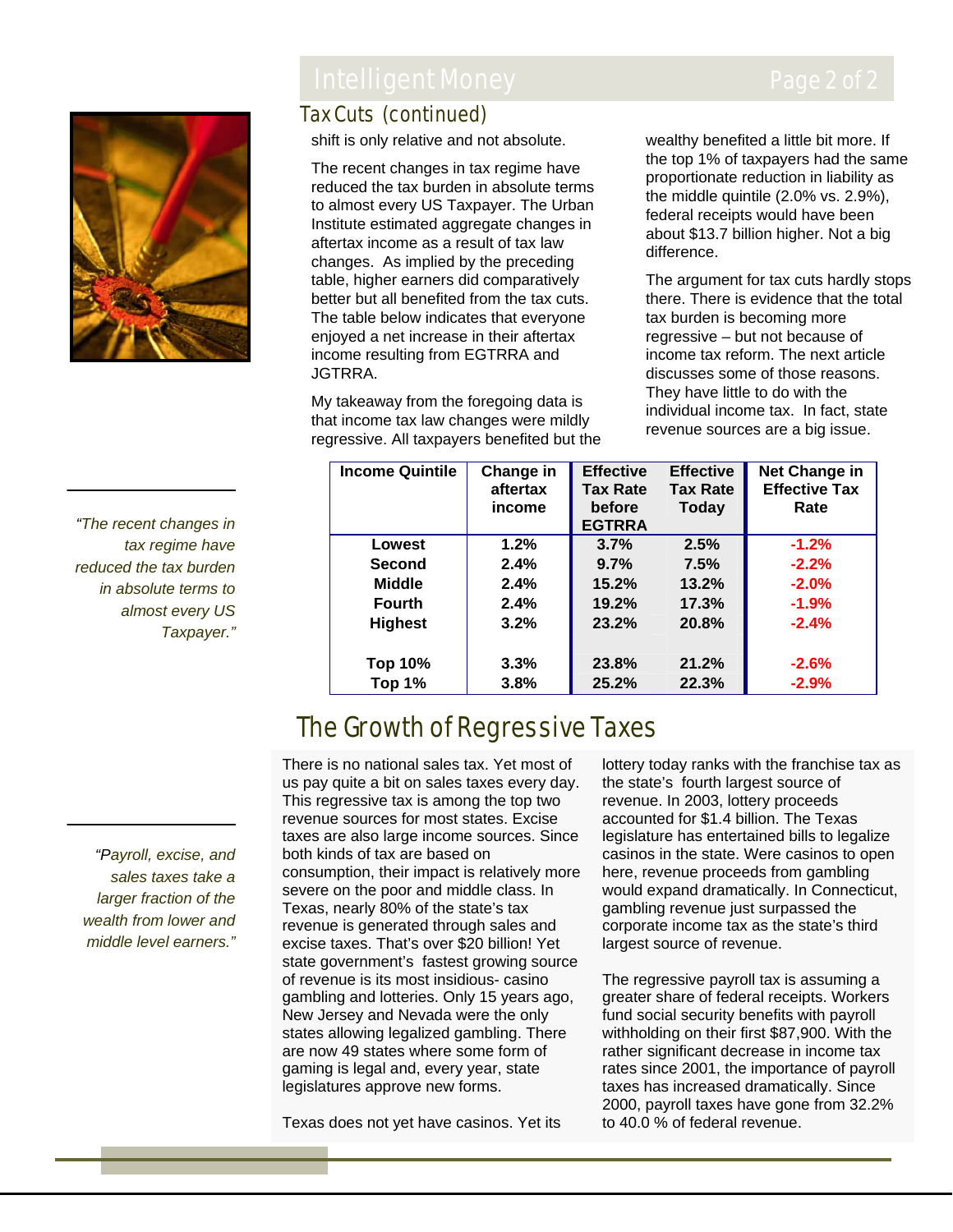## Tax Cuts (continued)

shift is only relative and not absolute.

The recent changes in tax regime have reduced the tax burden in absolute terms to almost every US Taxpayer. The Urban Institute estimated aggregate changes in aftertax income as a result of tax law changes. As implied by the preceding table, higher earners did comparatively better but all benefited from the tax cuts. The table below indicates that everyone enjoyed a net increase in their aftertax income resulting from EGTRRA and JGTRRA.

My takeaway from the foregoing data is that income tax law changes were mildly regressive. All taxpayers benefited but the wealthy benefited a little bit more. If the top 1% of taxpayers had the same proportionate reduction in liability as the middle quintile (2.0% vs. 2.9%), federal receipts would have been about $13.7 billion higher. Not a big difference.

The argument for tax cuts hardly stops there. There is evidence that the total tax burden is becoming more regressive – but not because of income tax reform. The next article discusses some of those reasons. They have little to do with the individual income tax. In fact, state revenue sources are a big issue.

*"The recent changes in tax regime have reduced the tax burden in absolute terms to almost every US Taxpayer."*

| Income Quintile | Change in aftertax income | Effective Tax Rate before EGTRRA | Effective Tax Rate Today | Net Change in Effective Tax Rate |
|---|---|---|---|---|
| Lowest | 1.2% | 3.7% | 2.5% | -1.2% |
| Second | 2.4% | 9.7% | 7.5% | -2.2% |
| Middle | 2.4% | 15.2% | 13.2% | -2.0% |
| Fourth | 2.4% | 19.2% | 17.3% | -1.9% |
| Highest | 3.2% | 23.2% | 20.8% | -2.4% |
| Top 10% | 3.3% | 23.8% | 21.2% | -2.6% |
| Top 1% | 3.8% | 25.2% | 22.3% | -2.9% |

## The Growth of Regressive Taxes

There is no national sales tax. Yet most of us pay quite a bit on sales taxes every day. This regressive tax is among the top two revenue sources for most states. Excise taxes are also large income sources. Since both kinds of tax are based on consumption, their impact is relatively more severe on the poor and middle class. In Texas, nearly 80% of the state's tax revenue is generated through sales and excise taxes. That's over $20 billion! Yet state government's fastest growing source of revenue is its most insidious- casino gambling and lotteries. Only 15 years ago, New Jersey and Nevada were the only states allowing legalized gambling. There are now 49 states where some form of gaming is legal and, every year, state legislatures approve new forms.

Texas does not yet have casinos. Yet its lottery today ranks with the franchise tax as the state's fourth largest source of revenue. In 2003, lottery proceeds accounted for $1.4 billion. The Texas legislature has entertained bills to legalize casinos in the state. Were casinos to open here, revenue proceeds from gambling would expand dramatically. In Connecticut, gambling revenue just surpassed the corporate income tax as the state's third largest source of revenue.

The regressive payroll tax is assuming a greater share of federal receipts. Workers fund social security benefits with payroll withholding on their first $87,900. With the rather significant decrease in income tax rates since 2001, the importance of payroll taxes has increased dramatically. Since 2000, payroll taxes have gone from 32.2% to 40.0 % of federal revenue.

*"Payroll, excise, and sales taxes take a larger fraction of the wealth from lower and middle level earners."*